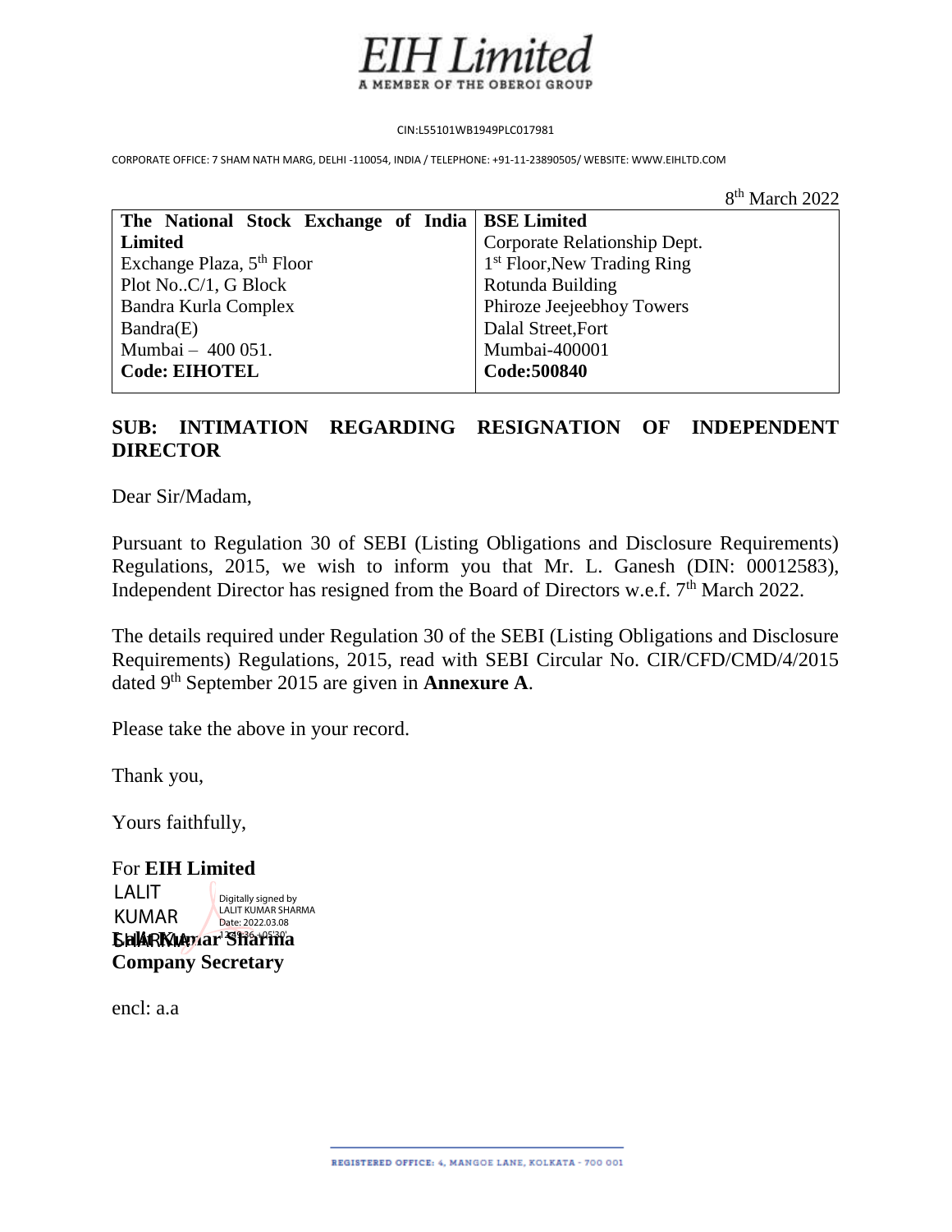# EIH Limited

A MEMBER OF THE OBEROI GROUP

CIN:L55101WB1949PLC017981

CORPORATE OFFICE: 7 SHAM NATH MARG, DELHI -110054, INDIA / TELEPHONE: +91-11-23890505/ WEBSITE: WWW.EIHLTD.COM

8th March 2022

| **The National Stock Exchange of India Limited** | **BSE Limited** |
|---|---|
| Exchange Plaza, 5th Floor | Corporate Relationship Dept. |
| Plot No..C/1, G Block | 1st Floor,New Trading Ring |
| Bandra Kurla Complex | Rotunda Building |
| Bandra(E) | Phiroze Jeejeebhoy Towers |
| Mumbai – 400 051. | Dalal Street,Fort |
| **Code: EIHOTEL** | Mumbai-400001 |
| | **Code:500840** |

**SUB: INTIMATION REGARDING RESIGNATION OF INDEPENDENT DIRECTOR**

Dear Sir/Madam,

Pursuant to Regulation 30 of SEBI (Listing Obligations and Disclosure Requirements) Regulations, 2015, we wish to inform you that Mr. L. Ganesh (DIN: 00012583), Independent Director has resigned from the Board of Directors w.e.f. 7th March 2022.

The details required under Regulation 30 of the SEBI (Listing Obligations and Disclosure Requirements) Regulations, 2015, read with SEBI Circular No. CIR/CFD/CMD/4/2015 dated 9th September 2015 are given in **Annexure A**.

Please take the above in your record.

Thank you,

Yours faithfully,

For **EIH Limited**

LALIT KUMAR SHARMA
Digitally signed by LALIT KUMAR SHARMA
Date: 2022.03.08 12:49:36 +05'30'

**Lalit Kumar Sharma**
**Company Secretary**

encl: a.a

REGISTERED OFFICE: 4, MANGOE LANE, KOLKATA - 700 001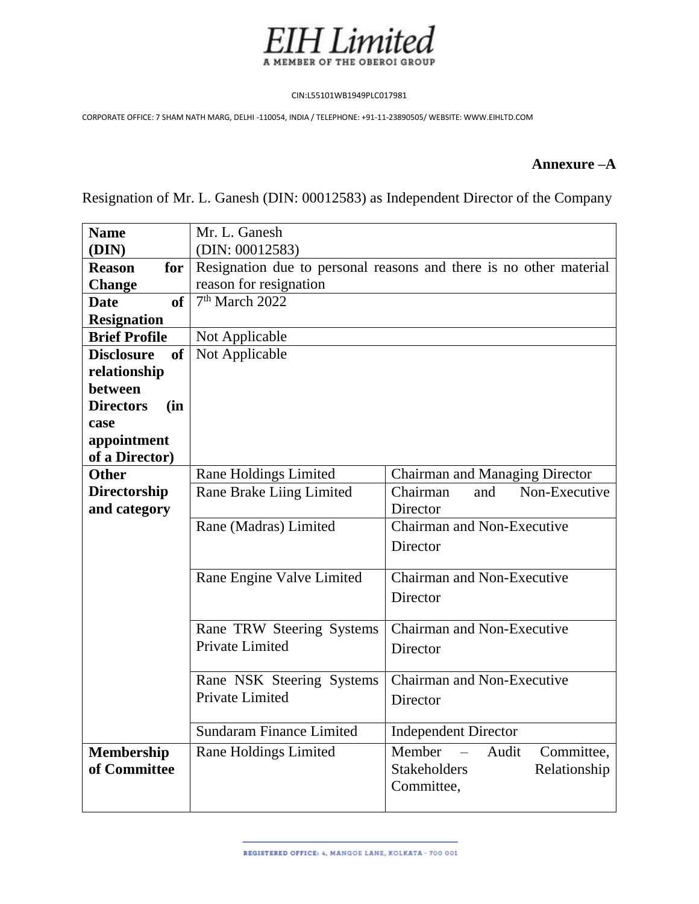# EIH Limited

A MEMBER OF THE OBEROI GROUP

CIN:L55101WB1949PLC017981

CORPORATE OFFICE: 7 SHAM NATH MARG, DELHI -110054, INDIA / TELEPHONE: +91-11-23890505/ WEBSITE: WWW.EIHLTD.COM

**Annexure –A**

Resignation of Mr. L. Ganesh (DIN: 00012583) as Independent Director of the Company

| | | |
|---|---|---|
| **Name (DIN)** | Mr. L. Ganesh (DIN: 00012583) | |
| **Reason for Change** | Resignation due to personal reasons and there is no other material reason for resignation | |
| **Date of Resignation** | 7th March 2022 | |
| **Brief Profile** | Not Applicable | |
| **Disclosure of relationship between Directors (in case appointment of a Director)** | Not Applicable | |
| **Other Directorship and category** | Rane Holdings Limited | Chairman and Managing Director |
| | Rane Brake Liing Limited | Chairman and Non-Executive Director |
| | Rane (Madras) Limited | Chairman and Non-Executive Director |
| | Rane Engine Valve Limited | Chairman and Non-Executive Director |
| | Rane TRW Steering Systems Private Limited | Chairman and Non-Executive Director |
| | Rane NSK Steering Systems Private Limited | Chairman and Non-Executive Director |
| | Sundaram Finance Limited | Independent Director |
| **Membership of Committee** | Rane Holdings Limited | Member – Audit Committee, Stakeholders Relationship Committee, |

REGISTERED OFFICE: 4, MANGOE LANE, KOLKATA - 700 001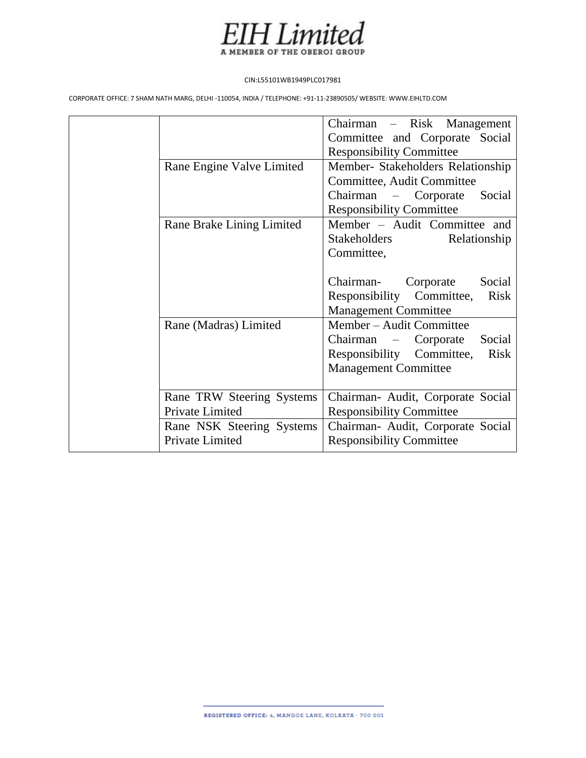| | | |
|---|---|---|
| | | Chairman – Risk Management Committee and Corporate Social Responsibility Committee |
| | Rane Engine Valve Limited | Member- Stakeholders Relationship Committee, Audit Committee<br>Chairman – Corporate Social Responsibility Committee |
| | Rane Brake Lining Limited | Member – Audit Committee and Stakeholders Relationship Committee,<br><br>Chairman- Corporate Social Responsibility Committee, Risk Management Committee |
| | Rane (Madras) Limited | Member – Audit Committee<br>Chairman – Corporate Social Responsibility Committee, Risk Management Committee |
| | Rane TRW Steering Systems Private Limited | Chairman- Audit, Corporate Social Responsibility Committee |
| | Rane NSK Steering Systems Private Limited | Chairman- Audit, Corporate Social Responsibility Committee |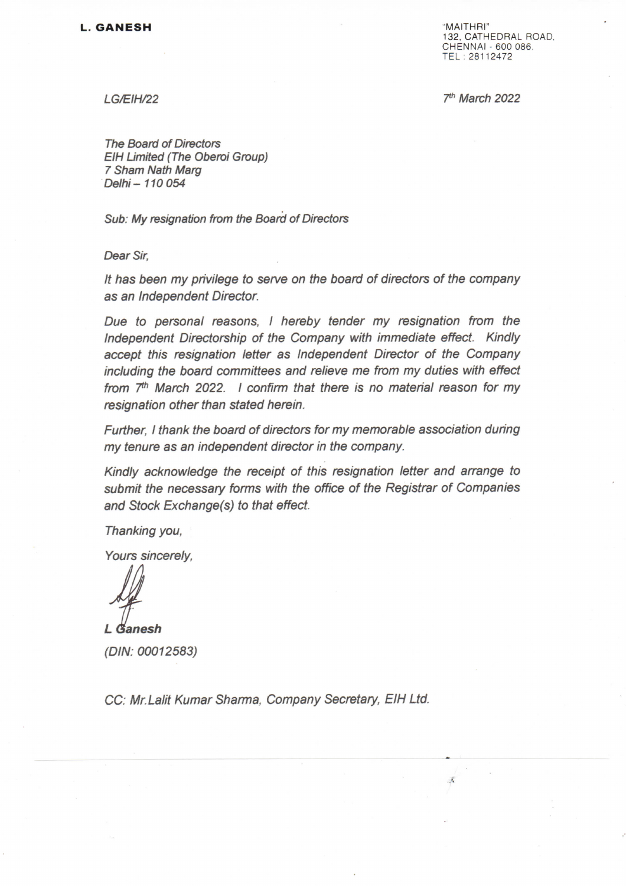**L. GANESH**

"MAITHRI"
132, CATHEDRAL ROAD,
CHENNAI - 600 086.
TEL : 28112472

*LG/EIH/22*

*7th March 2022*

*The Board of Directors*
*EIH Limited (The Oberoi Group)*
*7 Sham Nath Marg*
*Delhi – 110 054*

*Sub: My resignation from the Board of Directors*

*Dear Sir,*

*It has been my privilege to serve on the board of directors of the company as an Independent Director.*

*Due to personal reasons, I hereby tender my resignation from the Independent Directorship of the Company with immediate effect. Kindly accept this resignation letter as Independent Director of the Company including the board committees and relieve me from my duties with effect from 7th March 2022. I confirm that there is no material reason for my resignation other than stated herein.*

*Further, I thank the board of directors for my memorable association during my tenure as an independent director in the company.*

*Kindly acknowledge the receipt of this resignation letter and arrange to submit the necessary forms with the office of the Registrar of Companies and Stock Exchange(s) to that effect.*

*Thanking you,*

*Yours sincerely,*

***L Ganesh***
*(DIN: 00012583)*

*CC: Mr.Lalit Kumar Sharma, Company Secretary, EIH Ltd.*